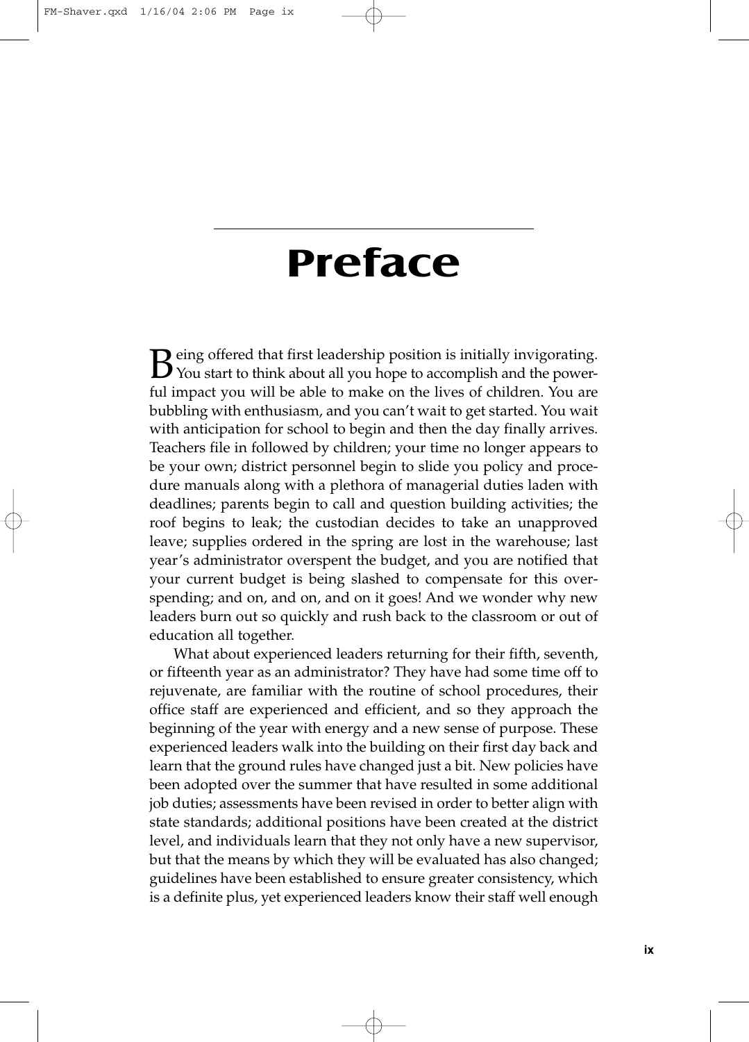# Preface

Being offered that first leadership position is initially invigorating. You start to think about all you hope to accomplish and the powerful impact you will be able to make on the lives of children. You are bubbling with enthusiasm, and you can't wait to get started. You wait with anticipation for school to begin and then the day finally arrives. Teachers file in followed by children; your time no longer appears to be your own; district personnel begin to slide you policy and procedure manuals along with a plethora of managerial duties laden with deadlines; parents begin to call and question building activities; the roof begins to leak; the custodian decides to take an unapproved leave; supplies ordered in the spring are lost in the warehouse; last year's administrator overspent the budget, and you are notified that your current budget is being slashed to compensate for this overspending; and on, and on, and on it goes! And we wonder why new leaders burn out so quickly and rush back to the classroom or out of education all together.

What about experienced leaders returning for their fifth, seventh, or fifteenth year as an administrator? They have had some time off to rejuvenate, are familiar with the routine of school procedures, their office staff are experienced and efficient, and so they approach the beginning of the year with energy and a new sense of purpose. These experienced leaders walk into the building on their first day back and learn that the ground rules have changed just a bit. New policies have been adopted over the summer that have resulted in some additional job duties; assessments have been revised in order to better align with state standards; additional positions have been created at the district level, and individuals learn that they not only have a new supervisor, but that the means by which they will be evaluated has also changed; guidelines have been established to ensure greater consistency, which is a definite plus, yet experienced leaders know their staff well enough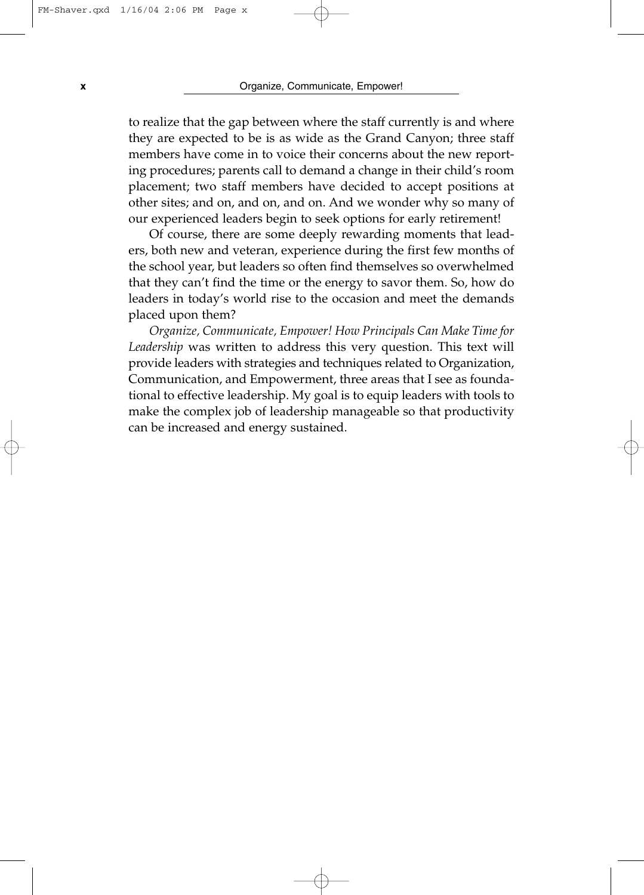to realize that the gap between where the staff currently is and where they are expected to be is as wide as the Grand Canyon; three staff members have come in to voice their concerns about the new reporting procedures; parents call to demand a change in their child's room placement; two staff members have decided to accept positions at other sites; and on, and on, and on. And we wonder why so many of our experienced leaders begin to seek options for early retirement!

Of course, there are some deeply rewarding moments that leaders, both new and veteran, experience during the first few months of the school year, but leaders so often find themselves so overwhelmed that they can't find the time or the energy to savor them. So, how do leaders in today's world rise to the occasion and meet the demands placed upon them?

*Organize, Communicate, Empower! How Principals Can Make Time for Leadership* was written to address this very question. This text will provide leaders with strategies and techniques related to Organization, Communication, and Empowerment, three areas that I see as foundational to effective leadership. My goal is to equip leaders with tools to make the complex job of leadership manageable so that productivity can be increased and energy sustained.